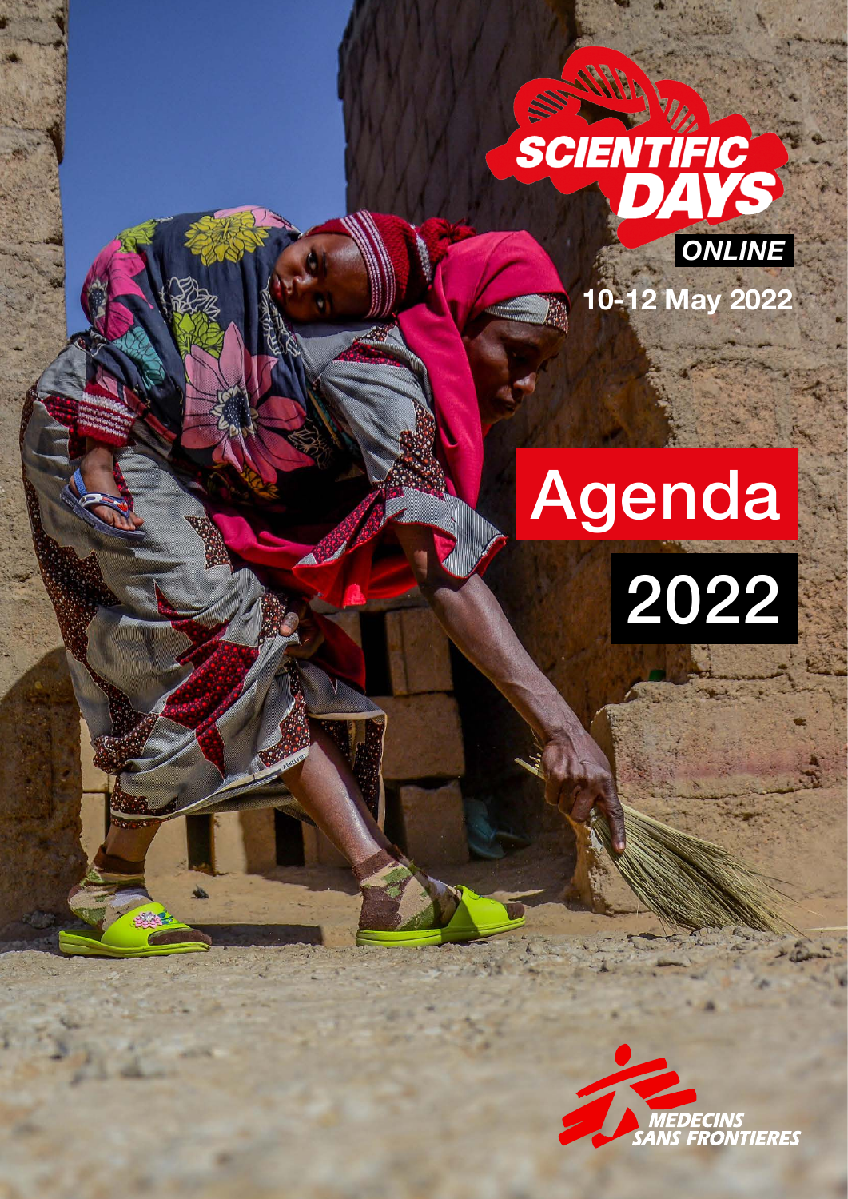# SCIENTIFIC DAYS

**ONLINE**

**10-12 May 2022**

# Agenda 2022

MEDECINS SANS FRONTIERES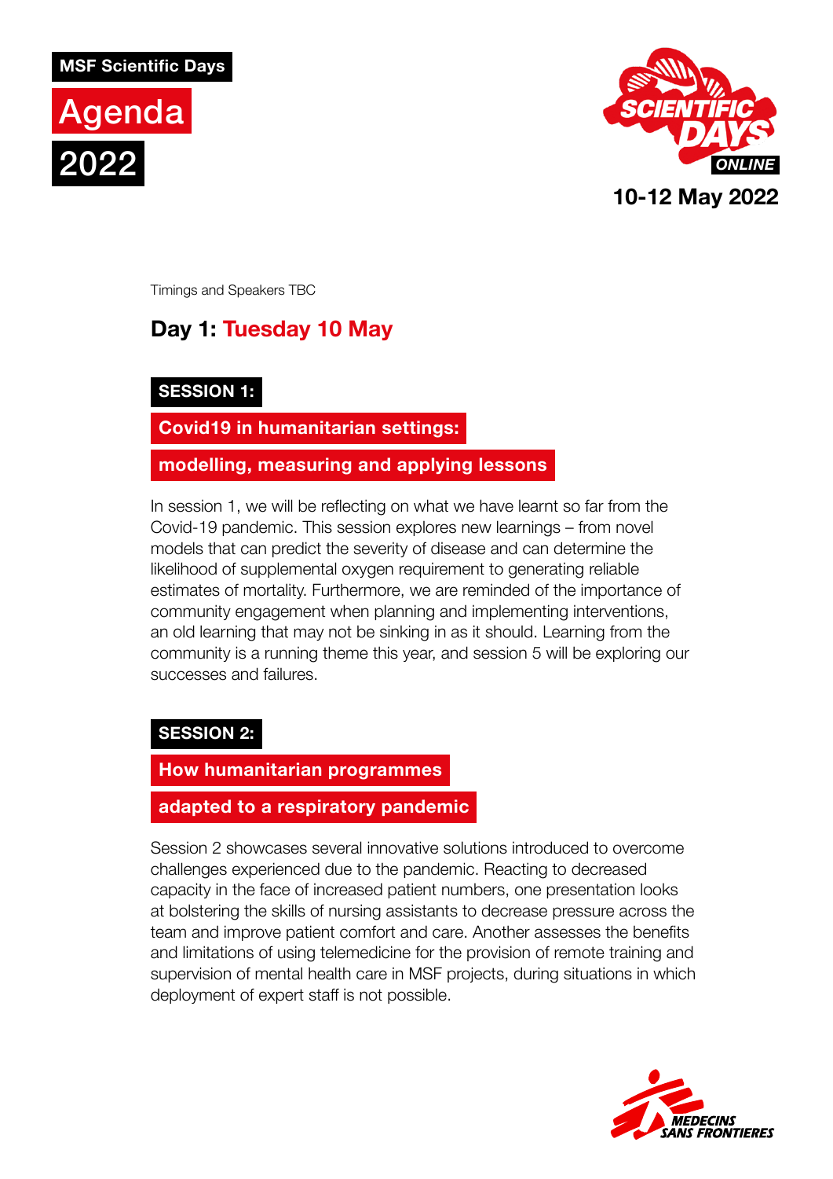MSF Scientific Days

# Agenda 2022

10-12 May 2022

Timings and Speakers TBC

## Day 1: Tuesday 10 May

### SESSION 1: Covid19 in humanitarian settings: modelling, measuring and applying lessons

In session 1, we will be reflecting on what we have learnt so far from the Covid-19 pandemic. This session explores new learnings – from novel models that can predict the severity of disease and can determine the likelihood of supplemental oxygen requirement to generating reliable estimates of mortality. Furthermore, we are reminded of the importance of community engagement when planning and implementing interventions, an old learning that may not be sinking in as it should. Learning from the community is a running theme this year, and session 5 will be exploring our successes and failures.

### SESSION 2: How humanitarian programmes adapted to a respiratory pandemic

Session 2 showcases several innovative solutions introduced to overcome challenges experienced due to the pandemic. Reacting to decreased capacity in the face of increased patient numbers, one presentation looks at bolstering the skills of nursing assistants to decrease pressure across the team and improve patient comfort and care. Another assesses the benefits and limitations of using telemedicine for the provision of remote training and supervision of mental health care in MSF projects, during situations in which deployment of expert staff is not possible.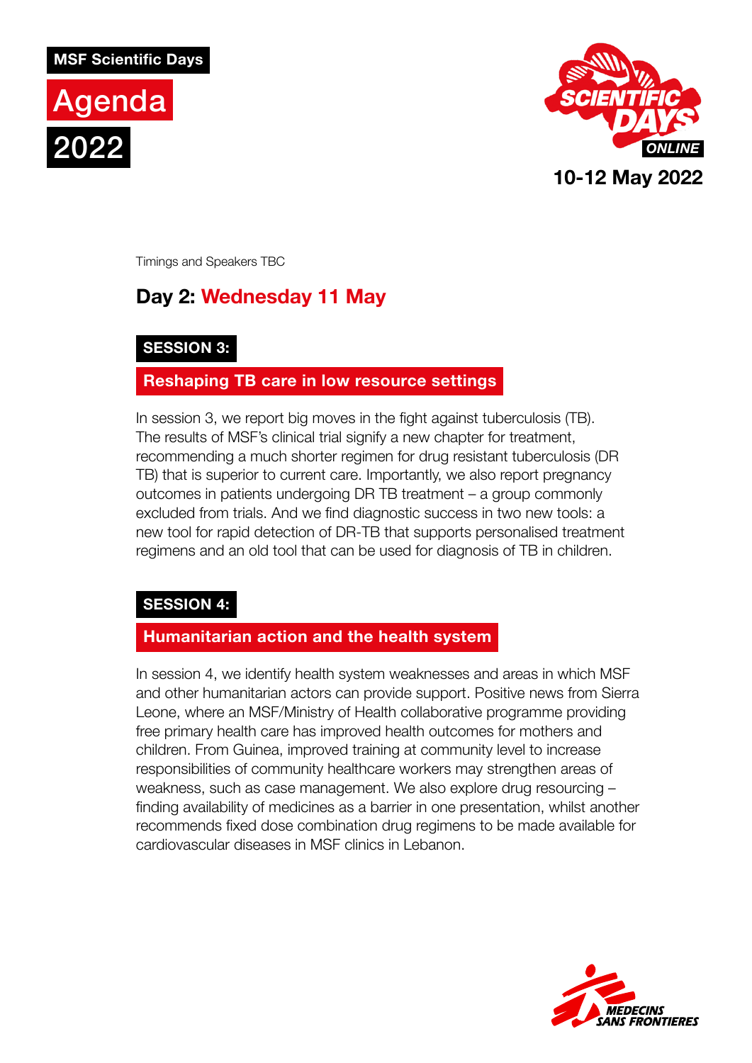MSF Scientific Days

# Agenda 2022

SCIENTIFIC DAYS ONLINE

10-12 May 2022

Timings and Speakers TBC

## Day 2: Wednesday 11 May

### SESSION 3:

### Reshaping TB care in low resource settings

In session 3, we report big moves in the fight against tuberculosis (TB). The results of MSF's clinical trial signify a new chapter for treatment, recommending a much shorter regimen for drug resistant tuberculosis (DR TB) that is superior to current care. Importantly, we also report pregnancy outcomes in patients undergoing DR TB treatment – a group commonly excluded from trials. And we find diagnostic success in two new tools: a new tool for rapid detection of DR-TB that supports personalised treatment regimens and an old tool that can be used for diagnosis of TB in children.

### SESSION 4:

### Humanitarian action and the health system

In session 4, we identify health system weaknesses and areas in which MSF and other humanitarian actors can provide support. Positive news from Sierra Leone, where an MSF/Ministry of Health collaborative programme providing free primary health care has improved health outcomes for mothers and children. From Guinea, improved training at community level to increase responsibilities of community healthcare workers may strengthen areas of weakness, such as case management. We also explore drug resourcing – finding availability of medicines as a barrier in one presentation, whilst another recommends fixed dose combination drug regimens to be made available for cardiovascular diseases in MSF clinics in Lebanon.

MEDECINS SANS FRONTIERES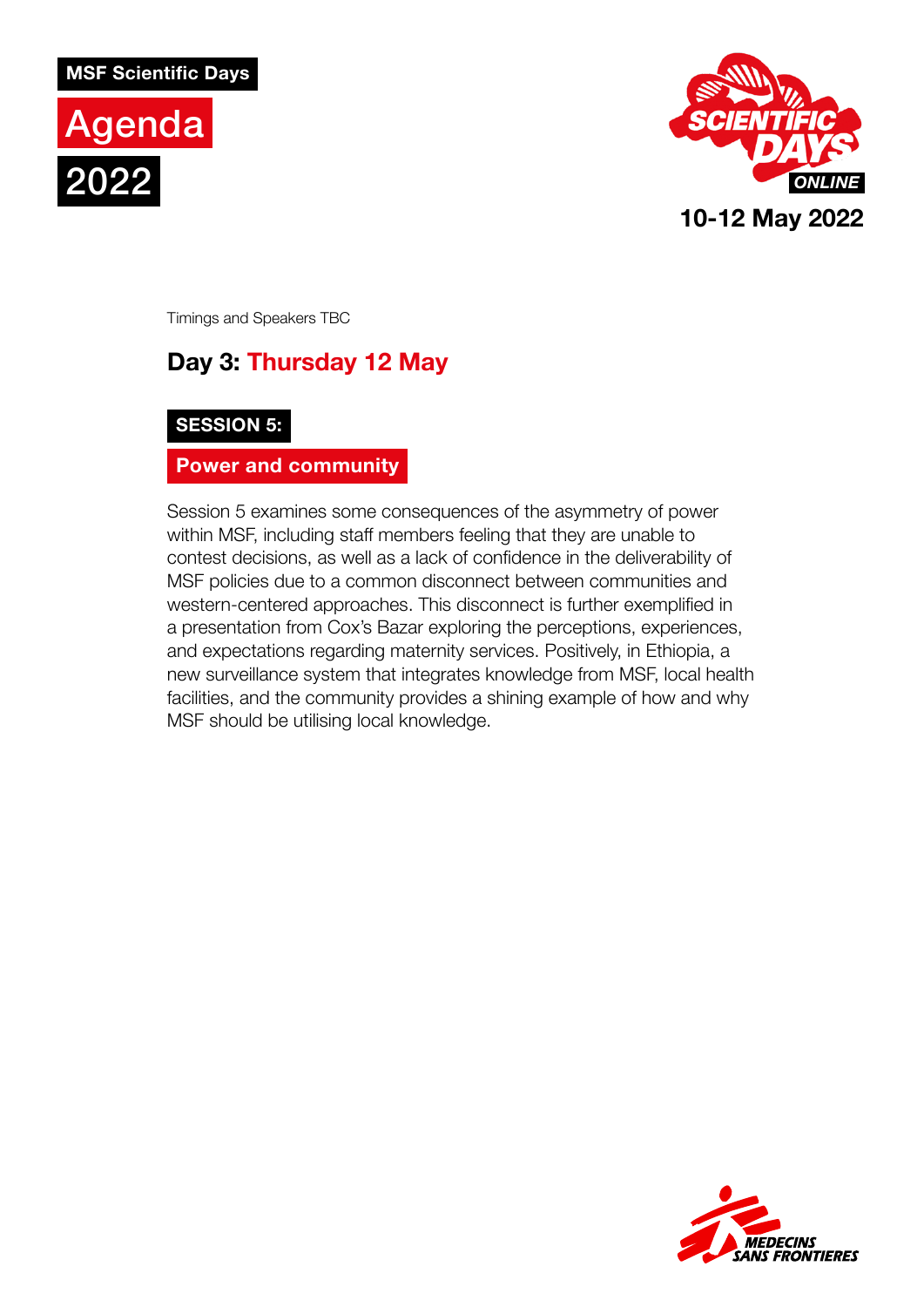MSF Scientific Days

# Agenda 2022

SCIENTIFIC DAYS ONLINE

10-12 May 2022

Timings and Speakers TBC

## Day 3: Thursday 12 May

### SESSION 5:

### Power and community

Session 5 examines some consequences of the asymmetry of power within MSF, including staff members feeling that they are unable to contest decisions, as well as a lack of confidence in the deliverability of MSF policies due to a common disconnect between communities and western-centered approaches. This disconnect is further exemplified in a presentation from Cox's Bazar exploring the perceptions, experiences, and expectations regarding maternity services. Positively, in Ethiopia, a new surveillance system that integrates knowledge from MSF, local health facilities, and the community provides a shining example of how and why MSF should be utilising local knowledge.

MEDECINS SANS FRONTIERES